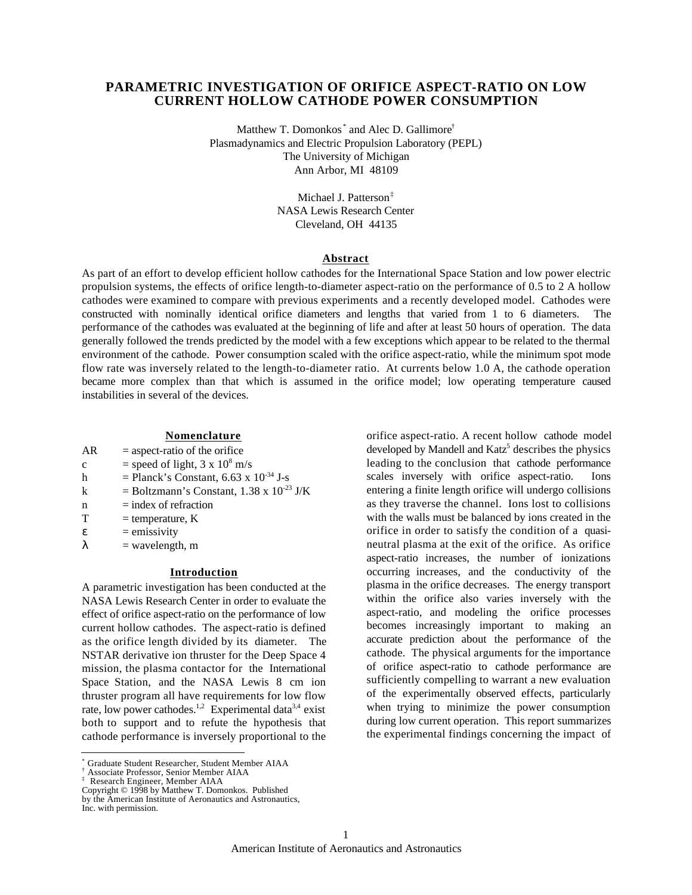# PARAMETRIC INVESTIGATION OF ORIFICE ASPECT-RATIO ON LOW CURRENT HOLLOW CATHODE POWER CONSUMPTION

Matthew T. Domonkos[*] and Alec D. Gallimore[†]
Plasmadynamics and Electric Propulsion Laboratory (PEPL)
The University of Michigan
Ann Arbor, MI 48109

Michael J. Patterson[‡]
NASA Lewis Research Center
Cleveland, OH 44135

## Abstract

As part of an effort to develop efficient hollow cathodes for the International Space Station and low power electric propulsion systems, the effects of orifice length-to-diameter aspect-ratio on the performance of 0.5 to 2 A hollow cathodes were examined to compare with previous experiments and a recently developed model. Cathodes were constructed with nominally identical orifice diameters and lengths that varied from 1 to 6 diameters. The performance of the cathodes was evaluated at the beginning of life and after at least 50 hours of operation. The data generally followed the trends predicted by the model with a few exceptions which appear to be related to the thermal environment of the cathode. Power consumption scaled with the orifice aspect-ratio, while the minimum spot mode flow rate was inversely related to the length-to-diameter ratio. At currents below 1.0 A, the cathode operation became more complex than that which is assumed in the orifice model; low operating temperature caused instabilities in several of the devices.

## Nomenclature

| | |
|---|---|
| AR | = aspect-ratio of the orifice |
| c | = speed of light, $3 \times 10^8$ m/s |
| h | = Planck's Constant, $6.63 \times 10^{-34}$ J-s |
| k | = Boltzmann's Constant, $1.38 \times 10^{-23}$ J/K |
| n | = index of refraction |
| T | = temperature, K |
| $\varepsilon$ | = emissivity |
| $\lambda$ | = wavelength, m |

## Introduction

A parametric investigation has been conducted at the NASA Lewis Research Center in order to evaluate the effect of orifice aspect-ratio on the performance of low current hollow cathodes. The aspect-ratio is defined as the orifice length divided by its diameter. The NSTAR derivative ion thruster for the Deep Space 4 mission, the plasma contactor for the International Space Station, and the NASA Lewis 8 cm ion thruster program all have requirements for low flow rate, low power cathodes.[1,2] Experimental data[3,4] exist both to support and to refute the hypothesis that cathode performance is inversely proportional to the orifice aspect-ratio. A recent hollow cathode model developed by Mandell and Katz[5] describes the physics leading to the conclusion that cathode performance scales inversely with orifice aspect-ratio. Ions entering a finite length orifice will undergo collisions as they traverse the channel. Ions lost to collisions with the walls must be balanced by ions created in the orifice in order to satisfy the condition of a quasi-neutral plasma at the exit of the orifice. As orifice aspect-ratio increases, the number of ionizations occurring increases, and the conductivity of the plasma in the orifice decreases. The energy transport within the orifice also varies inversely with the aspect-ratio, and modeling the orifice processes becomes increasingly important to making an accurate prediction about the performance of the cathode. The physical arguments for the importance of orifice aspect-ratio to cathode performance are sufficiently compelling to warrant a new evaluation of the experimentally observed effects, particularly when trying to minimize the power consumption during low current operation. This report summarizes the experimental findings concerning the impact of

---

[*] Graduate Student Researcher, Student Member AIAA
[†] Associate Professor, Senior Member AIAA
[‡] Research Engineer, Member AIAA
Copyright © 1998 by Matthew T. Domonkos. Published by the American Institute of Aeronautics and Astronautics, Inc. with permission.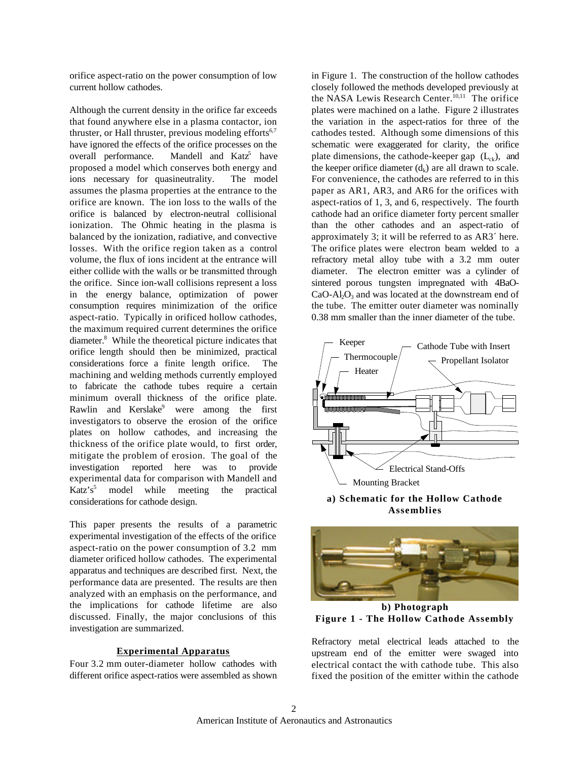orifice aspect-ratio on the power consumption of low current hollow cathodes.

Although the current density in the orifice far exceeds that found anywhere else in a plasma contactor, ion thruster, or Hall thruster, previous modeling efforts[6,7] have ignored the effects of the orifice processes on the overall performance. Mandell and Katz[5] have proposed a model which conserves both energy and ions necessary for quasineutrality. The model assumes the plasma properties at the entrance to the orifice are known. The ion loss to the walls of the orifice is balanced by electron-neutral collisional ionization. The Ohmic heating in the plasma is balanced by the ionization, radiative, and convective losses. With the orifice region taken as a control volume, the flux of ions incident at the entrance will either collide with the walls or be transmitted through the orifice. Since ion-wall collisions represent a loss in the energy balance, optimization of power consumption requires minimization of the orifice aspect-ratio. Typically in orificed hollow cathodes, the maximum required current determines the orifice diameter.[8] While the theoretical picture indicates that orifice length should then be minimized, practical considerations force a finite length orifice. The machining and welding methods currently employed to fabricate the cathode tubes require a certain minimum overall thickness of the orifice plate. Rawlin and Kerslake[9] were among the first investigators to observe the erosion of the orifice plates on hollow cathodes, and increasing the thickness of the orifice plate would, to first order, mitigate the problem of erosion. The goal of the investigation reported here was to provide experimental data for comparison with Mandell and Katz's[5] model while meeting the practical considerations for cathode design.

This paper presents the results of a parametric experimental investigation of the effects of the orifice aspect-ratio on the power consumption of 3.2 mm diameter orificed hollow cathodes. The experimental apparatus and techniques are described first. Next, the performance data are presented. The results are then analyzed with an emphasis on the performance, and the implications for cathode lifetime are also discussed. Finally, the major conclusions of this investigation are summarized.

## Experimental Apparatus

Four 3.2 mm outer-diameter hollow cathodes with different orifice aspect-ratios were assembled as shown in Figure 1. The construction of the hollow cathodes closely followed the methods developed previously at the NASA Lewis Research Center.[10,11] The orifice plates were machined on a lathe. Figure 2 illustrates the variation in the aspect-ratios for three of the cathodes tested. Although some dimensions of this schematic were exaggerated for clarity, the orifice plate dimensions, the cathode-keeper gap ($L_{ck}$), and the keeper orifice diameter ($d_k$) are all drawn to scale. For convenience, the cathodes are referred to in this paper as AR1, AR3, and AR6 for the orifices with aspect-ratios of 1, 3, and 6, respectively. The fourth cathode had an orifice diameter forty percent smaller than the other cathodes and an aspect-ratio of approximately 3; it will be referred to as AR3´ here. The orifice plates were electron beam welded to a refractory metal alloy tube with a 3.2 mm outer diameter. The electron emitter was a cylinder of sintered porous tungsten impregnated with 4BaO-CaO-$Al_2O_3$ and was located at the downstream end of the tube. The emitter outer diameter was nominally 0.38 mm smaller than the inner diameter of the tube.

**a) Schematic for the Hollow Cathode Assemblies**

**b) Photograph**

**Figure 1 - The Hollow Cathode Assembly**

Refractory metal electrical leads attached to the upstream end of the emitter were swaged into electrical contact the with cathode tube. This also fixed the position of the emitter within the cathode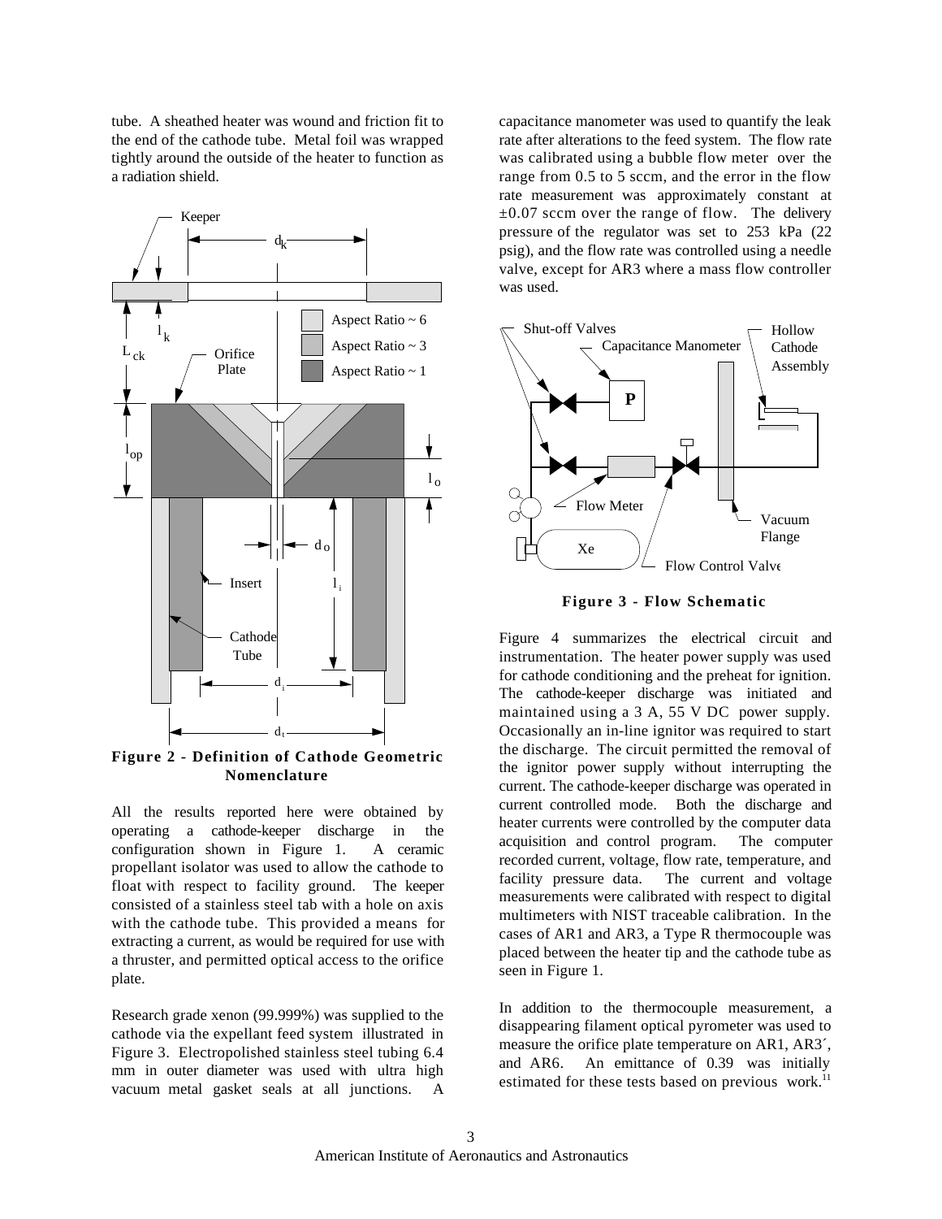tube. A sheathed heater was wound and friction fit to the end of the cathode tube. Metal foil was wrapped tightly around the outside of the heater to function as a radiation shield.

**Figure 2 - Definition of Cathode Geometric Nomenclature**

All the results reported here were obtained by operating a cathode-keeper discharge in the configuration shown in Figure 1. A ceramic propellant isolator was used to allow the cathode to float with respect to facility ground. The keeper consisted of a stainless steel tab with a hole on axis with the cathode tube. This provided a means for extracting a current, as would be required for use with a thruster, and permitted optical access to the orifice plate.

Research grade xenon (99.999%) was supplied to the cathode via the expellant feed system illustrated in Figure 3. Electropolished stainless steel tubing 6.4 mm in outer diameter was used with ultra high vacuum metal gasket seals at all junctions. A capacitance manometer was used to quantify the leak rate after alterations to the feed system. The flow rate was calibrated using a bubble flow meter over the range from 0.5 to 5 sccm, and the error in the flow rate measurement was approximately constant at ±0.07 sccm over the range of flow. The delivery pressure of the regulator was set to 253 kPa (22 psig), and the flow rate was controlled using a needle valve, except for AR3 where a mass flow controller was used.

**Figure 3 - Flow Schematic**

Figure 4 summarizes the electrical circuit and instrumentation. The heater power supply was used for cathode conditioning and the preheat for ignition. The cathode-keeper discharge was initiated and maintained using a 3 A, 55 V DC power supply. Occasionally an in-line ignitor was required to start the discharge. The circuit permitted the removal of the ignitor power supply without interrupting the current. The cathode-keeper discharge was operated in current controlled mode. Both the discharge and heater currents were controlled by the computer data acquisition and control program. The computer recorded current, voltage, flow rate, temperature, and facility pressure data. The current and voltage measurements were calibrated with respect to digital multimeters with NIST traceable calibration. In the cases of AR1 and AR3, a Type R thermocouple was placed between the heater tip and the cathode tube as seen in Figure 1.

In addition to the thermocouple measurement, a disappearing filament optical pyrometer was used to measure the orifice plate temperature on AR1, AR3´, and AR6. An emittance of 0.39 was initially estimated for these tests based on previous work.[11]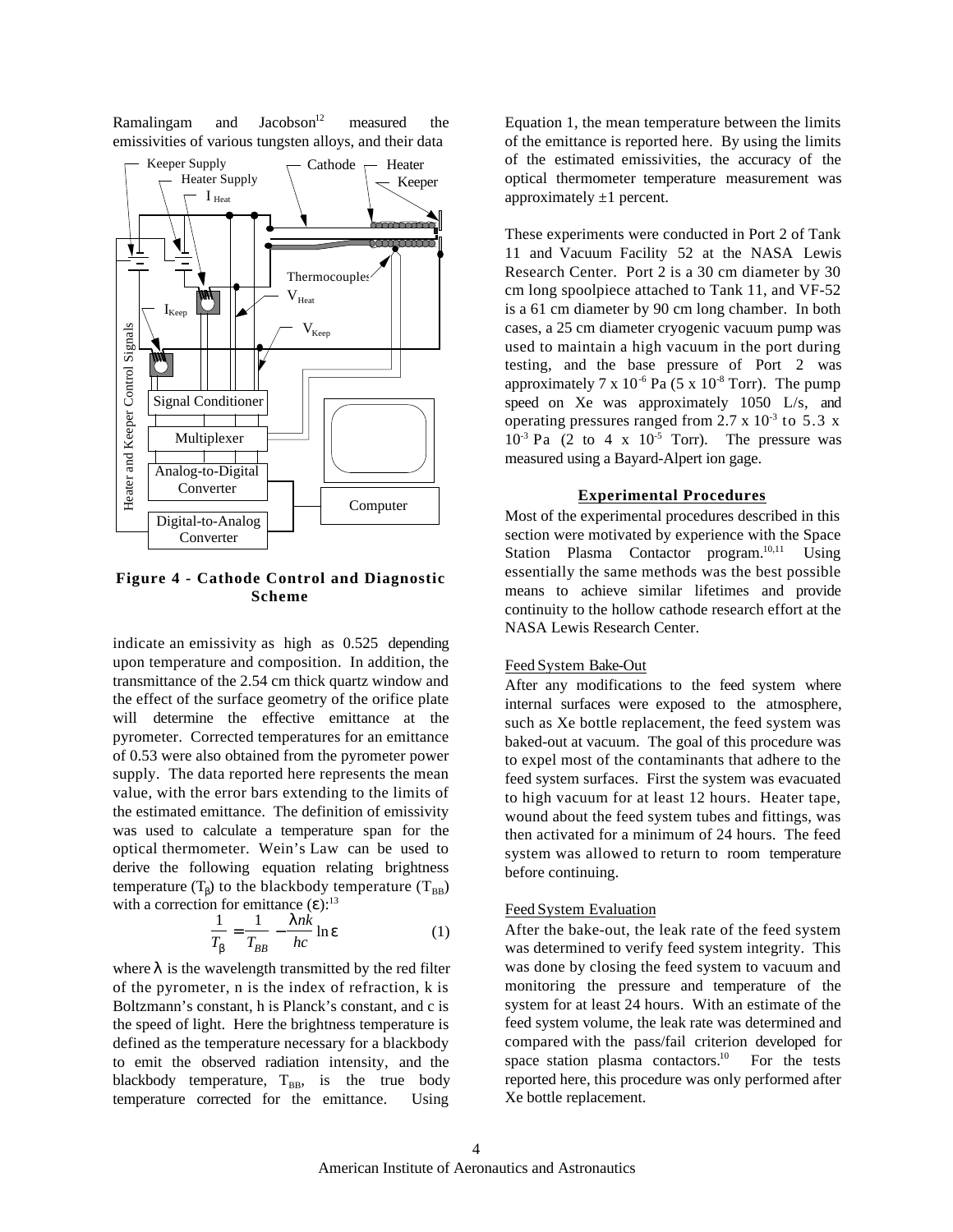Ramalingam and Jacobson[12] measured the emissivities of various tungsten alloys, and their data

**Figure 4 - Cathode Control and Diagnostic Scheme**

indicate an emissivity as high as 0.525 depending upon temperature and composition. In addition, the transmittance of the 2.54 cm thick quartz window and the effect of the surface geometry of the orifice plate will determine the effective emittance at the pyrometer. Corrected temperatures for an emittance of 0.53 were also obtained from the pyrometer power supply. The data reported here represents the mean value, with the error bars extending to the limits of the estimated emittance. The definition of emissivity was used to calculate a temperature span for the optical thermometer. Wein's Law can be used to derive the following equation relating brightness temperature ($T_\beta$) to the blackbody temperature ($T_{BB}$) with a correction for emittance ($\varepsilon$):[13]

$$\frac{1}{T_\beta} = \frac{1}{T_{BB}} - \frac{\lambda n k}{hc} \ln \varepsilon \qquad (1)$$

where $\lambda$ is the wavelength transmitted by the red filter of the pyrometer, n is the index of refraction, k is Boltzmann's constant, h is Planck's constant, and c is the speed of light. Here the brightness temperature is defined as the temperature necessary for a blackbody to emit the observed radiation intensity, and the blackbody temperature, $T_{BB}$, is the true body temperature corrected for the emittance. Using Equation 1, the mean temperature between the limits of the emittance is reported here. By using the limits of the estimated emissivities, the accuracy of the optical thermometer temperature measurement was approximately ±1 percent.

These experiments were conducted in Port 2 of Tank 11 and Vacuum Facility 52 at the NASA Lewis Research Center. Port 2 is a 30 cm diameter by 30 cm long spoolpiece attached to Tank 11, and VF-52 is a 61 cm diameter by 90 cm long chamber. In both cases, a 25 cm diameter cryogenic vacuum pump was used to maintain a high vacuum in the port during testing, and the base pressure of Port 2 was approximately $7 \times 10^{-6}$ Pa ($5 \times 10^{-8}$ Torr). The pump speed on Xe was approximately 1050 L/s, and operating pressures ranged from $2.7 \times 10^{-3}$ to $5.3 \times 10^{-3}$ Pa (2 to $4 \times 10^{-5}$ Torr). The pressure was measured using a Bayard-Alpert ion gage.

## Experimental Procedures

Most of the experimental procedures described in this section were motivated by experience with the Space Station Plasma Contactor program.[10,11] Using essentially the same methods was the best possible means to achieve similar lifetimes and provide continuity to the hollow cathode research effort at the NASA Lewis Research Center.

### Feed System Bake-Out

After any modifications to the feed system where internal surfaces were exposed to the atmosphere, such as Xe bottle replacement, the feed system was baked-out at vacuum. The goal of this procedure was to expel most of the contaminants that adhere to the feed system surfaces. First the system was evacuated to high vacuum for at least 12 hours. Heater tape, wound about the feed system tubes and fittings, was then activated for a minimum of 24 hours. The feed system was allowed to return to room temperature before continuing.

### Feed System Evaluation

After the bake-out, the leak rate of the feed system was determined to verify feed system integrity. This was done by closing the feed system to vacuum and monitoring the pressure and temperature of the system for at least 24 hours. With an estimate of the feed system volume, the leak rate was determined and compared with the pass/fail criterion developed for space station plasma contactors.[10] For the tests reported here, this procedure was only performed after Xe bottle replacement.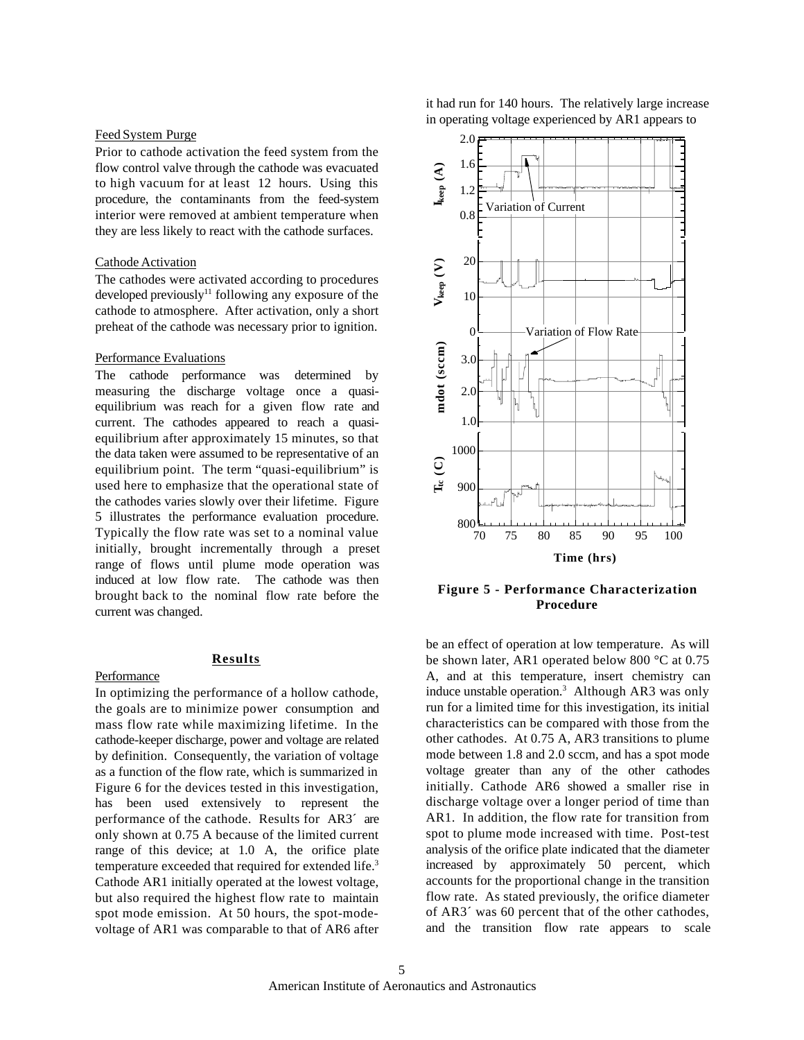### Feed System Purge

Prior to cathode activation the feed system from the flow control valve through the cathode was evacuated to high vacuum for at least 12 hours. Using this procedure, the contaminants from the feed-system interior were removed at ambient temperature when they are less likely to react with the cathode surfaces.

### Cathode Activation

The cathodes were activated according to procedures developed previously[11] following any exposure of the cathode to atmosphere. After activation, only a short preheat of the cathode was necessary prior to ignition.

### Performance Evaluations

The cathode performance was determined by measuring the discharge voltage once a quasi-equilibrium was reach for a given flow rate and current. The cathodes appeared to reach a quasi-equilibrium after approximately 15 minutes, so that the data taken were assumed to be representative of an equilibrium point. The term "quasi-equilibrium" is used here to emphasize that the operational state of the cathodes varies slowly over their lifetime. Figure 5 illustrates the performance evaluation procedure. Typically the flow rate was set to a nominal value initially, brought incrementally through a preset range of flows until plume mode operation was induced at low flow rate. The cathode was then brought back to the nominal flow rate before the current was changed.

## Results

### Performance

In optimizing the performance of a hollow cathode, the goals are to minimize power consumption and mass flow rate while maximizing lifetime. In the cathode-keeper discharge, power and voltage are related by definition. Consequently, the variation of voltage as a function of the flow rate, which is summarized in Figure 6 for the devices tested in this investigation, has been used extensively to represent the performance of the cathode. Results for AR3´ are only shown at 0.75 A because of the limited current range of this device; at 1.0 A, the orifice plate temperature exceeded that required for extended life.[3] Cathode AR1 initially operated at the lowest voltage, but also required the highest flow rate to maintain spot mode emission. At 50 hours, the spot-mode-voltage of AR1 was comparable to that of AR6 after it had run for 140 hours. The relatively large increase in operating voltage experienced by AR1 appears to be an effect of operation at low temperature. As will be shown later, AR1 operated below 800 °C at 0.75 A, and at this temperature, insert chemistry can induce unstable operation.[3] Although AR3 was only run for a limited time for this investigation, its initial characteristics can be compared with those from the other cathodes. At 0.75 A, AR3 transitions to plume mode between 1.8 and 2.0 sccm, and has a spot mode voltage greater than any of the other cathodes initially. Cathode AR6 showed a smaller rise in discharge voltage over a longer period of time than AR1. In addition, the flow rate for transition from spot to plume mode increased with time. Post-test analysis of the orifice plate indicated that the diameter increased by approximately 50 percent, which accounts for the proportional change in the transition flow rate. As stated previously, the orifice diameter of AR3´ was 60 percent that of the other cathodes, and the transition flow rate appears to scale

**Figure 5 - Performance Characterization Procedure**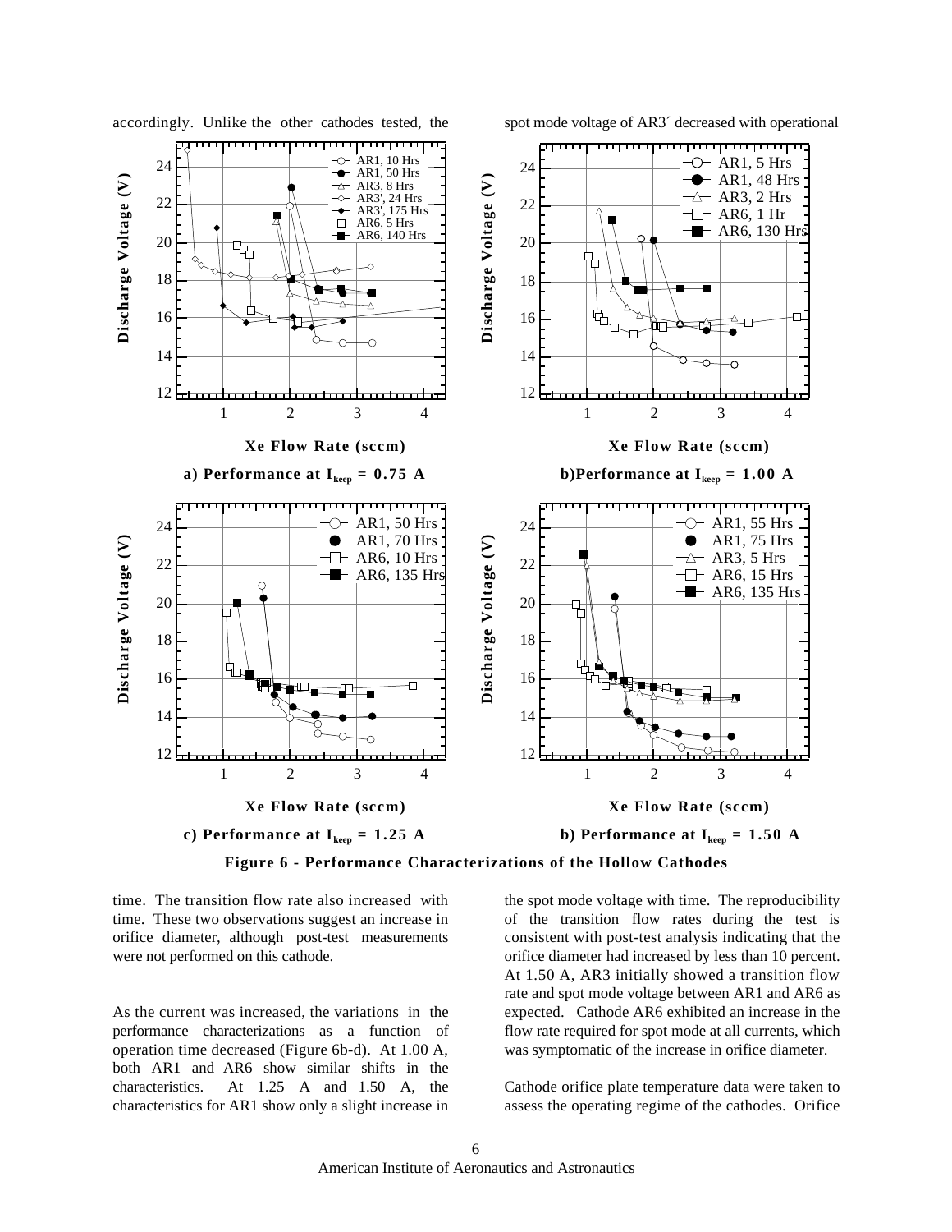accordingly. Unlike the other cathodes tested, the spot mode voltage of AR3´ decreased with operational

a) Performance at $I_{keep}$ = 0.75 A

b)Performance at $I_{keep}$ = 1.00 A

c) Performance at $I_{keep}$ = 1.25 A

b) Performance at $I_{keep}$ = 1.50 A

**Figure 6 - Performance Characterizations of the Hollow Cathodes**

time. The transition flow rate also increased with time. These two observations suggest an increase in orifice diameter, although post-test measurements were not performed on this cathode.

As the current was increased, the variations in the performance characterizations as a function of operation time decreased (Figure 6b-d). At 1.00 A, both AR1 and AR6 show similar shifts in the characteristics. At 1.25 A and 1.50 A, the characteristics for AR1 show only a slight increase in the spot mode voltage with time. The reproducibility of the transition flow rates during the test is consistent with post-test analysis indicating that the orifice diameter had increased by less than 10 percent. At 1.50 A, AR3 initially showed a transition flow rate and spot mode voltage between AR1 and AR6 as expected. Cathode AR6 exhibited an increase in the flow rate required for spot mode at all currents, which was symptomatic of the increase in orifice diameter.

Cathode orifice plate temperature data were taken to assess the operating regime of the cathodes. Orifice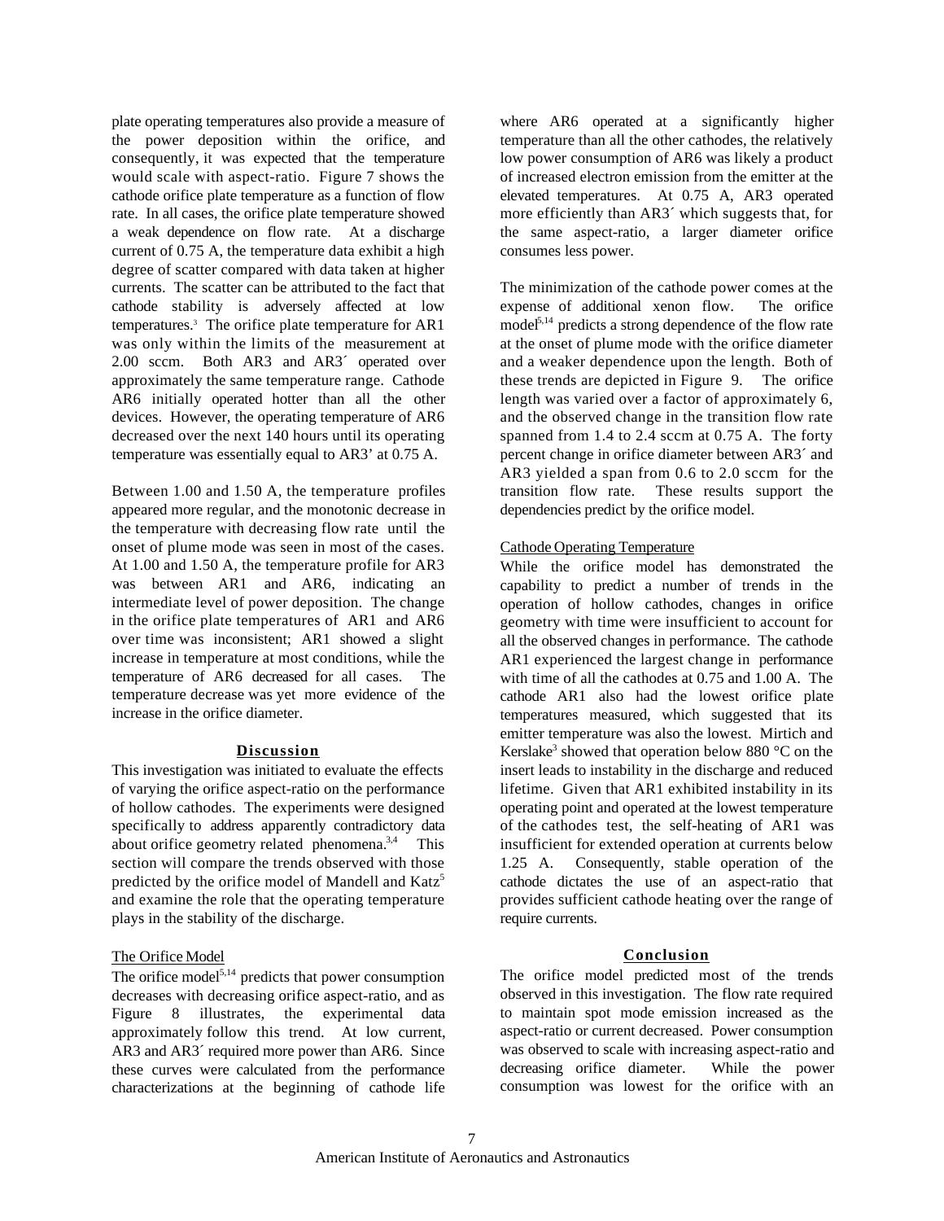plate operating temperatures also provide a measure of the power deposition within the orifice, and consequently, it was expected that the temperature would scale with aspect-ratio. Figure 7 shows the cathode orifice plate temperature as a function of flow rate. In all cases, the orifice plate temperature showed a weak dependence on flow rate. At a discharge current of 0.75 A, the temperature data exhibit a high degree of scatter compared with data taken at higher currents. The scatter can be attributed to the fact that cathode stability is adversely affected at low temperatures.[3] The orifice plate temperature for AR1 was only within the limits of the measurement at 2.00 sccm. Both AR3 and AR3´ operated over approximately the same temperature range. Cathode AR6 initially operated hotter than all the other devices. However, the operating temperature of AR6 decreased over the next 140 hours until its operating temperature was essentially equal to AR3' at 0.75 A.

Between 1.00 and 1.50 A, the temperature profiles appeared more regular, and the monotonic decrease in the temperature with decreasing flow rate until the onset of plume mode was seen in most of the cases. At 1.00 and 1.50 A, the temperature profile for AR3 was between AR1 and AR6, indicating an intermediate level of power deposition. The change in the orifice plate temperatures of AR1 and AR6 over time was inconsistent; AR1 showed a slight increase in temperature at most conditions, while the temperature of AR6 decreased for all cases. The temperature decrease was yet more evidence of the increase in the orifice diameter.

## Discussion

This investigation was initiated to evaluate the effects of varying the orifice aspect-ratio on the performance of hollow cathodes. The experiments were designed specifically to address apparently contradictory data about orifice geometry related phenomena.[3,4] This section will compare the trends observed with those predicted by the orifice model of Mandell and Katz[5] and examine the role that the operating temperature plays in the stability of the discharge.

### The Orifice Model

The orifice model[5,14] predicts that power consumption decreases with decreasing orifice aspect-ratio, and as Figure 8 illustrates, the experimental data approximately follow this trend. At low current, AR3 and AR3´ required more power than AR6. Since these curves were calculated from the performance characterizations at the beginning of cathode life where AR6 operated at a significantly higher temperature than all the other cathodes, the relatively low power consumption of AR6 was likely a product of increased electron emission from the emitter at the elevated temperatures. At 0.75 A, AR3 operated more efficiently than AR3´ which suggests that, for the same aspect-ratio, a larger diameter orifice consumes less power.

The minimization of the cathode power comes at the expense of additional xenon flow. The orifice model[5,14] predicts a strong dependence of the flow rate at the onset of plume mode with the orifice diameter and a weaker dependence upon the length. Both of these trends are depicted in Figure 9. The orifice length was varied over a factor of approximately 6, and the observed change in the transition flow rate spanned from 1.4 to 2.4 sccm at 0.75 A. The forty percent change in orifice diameter between AR3´ and AR3 yielded a span from 0.6 to 2.0 sccm for the transition flow rate. These results support the dependencies predict by the orifice model.

### Cathode Operating Temperature

While the orifice model has demonstrated the capability to predict a number of trends in the operation of hollow cathodes, changes in orifice geometry with time were insufficient to account for all the observed changes in performance. The cathode AR1 experienced the largest change in performance with time of all the cathodes at 0.75 and 1.00 A. The cathode AR1 also had the lowest orifice plate temperatures measured, which suggested that its emitter temperature was also the lowest. Mirtich and Kerslake[3] showed that operation below 880 °C on the insert leads to instability in the discharge and reduced lifetime. Given that AR1 exhibited instability in its operating point and operated at the lowest temperature of the cathodes test, the self-heating of AR1 was insufficient for extended operation at currents below 1.25 A. Consequently, stable operation of the cathode dictates the use of an aspect-ratio that provides sufficient cathode heating over the range of require currents.

## Conclusion

The orifice model predicted most of the trends observed in this investigation. The flow rate required to maintain spot mode emission increased as the aspect-ratio or current decreased. Power consumption was observed to scale with increasing aspect-ratio and decreasing orifice diameter. While the power consumption was lowest for the orifice with an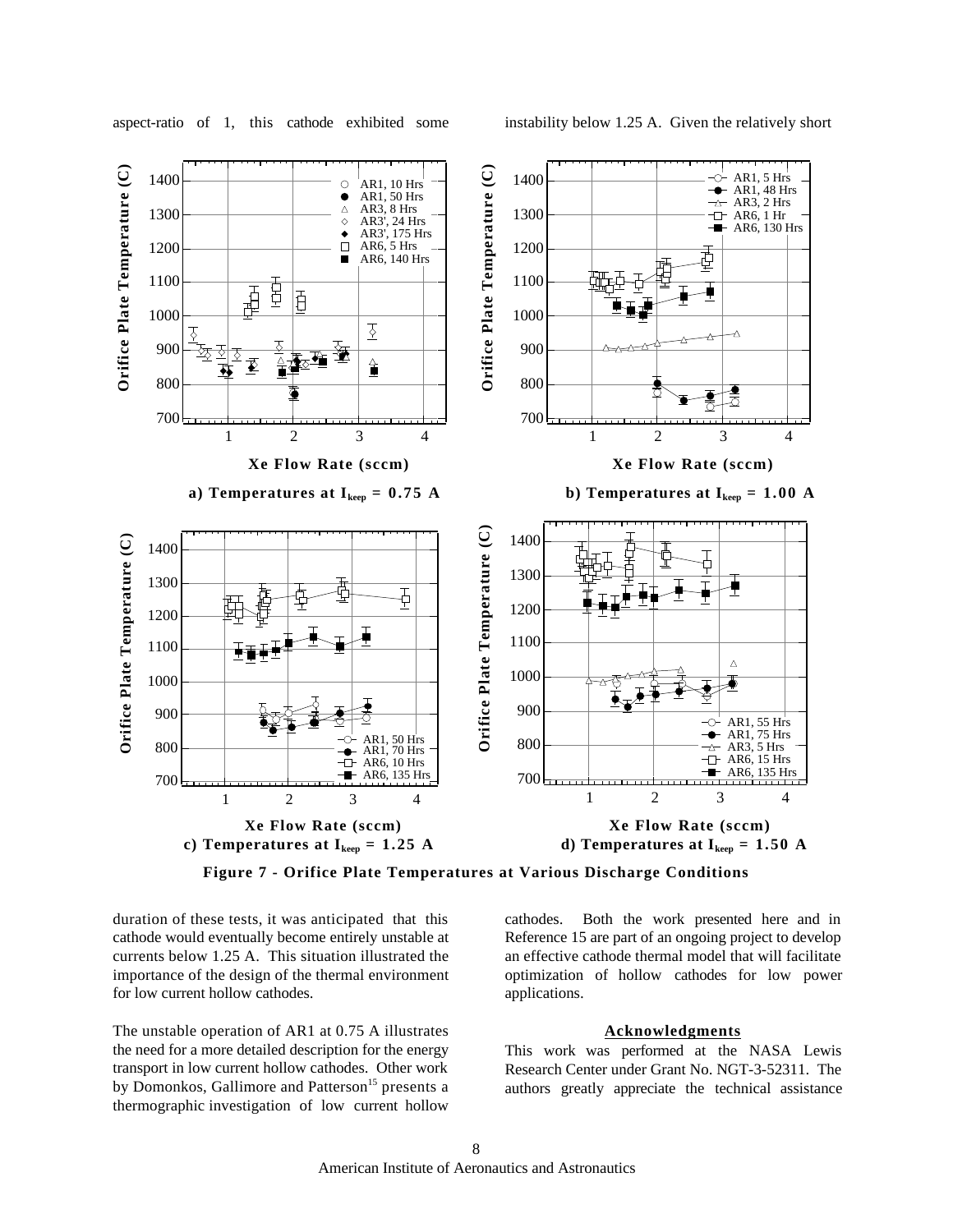aspect-ratio of 1, this cathode exhibited some instability below 1.25 A. Given the relatively short duration of these tests, it was anticipated that this cathode would eventually become entirely unstable at currents below 1.25 A. This situation illustrated the importance of the design of the thermal environment for low current hollow cathodes.

**Figure 7 - Orifice Plate Temperatures at Various Discharge Conditions**

a) Temperatures at $I_{keep}$ = 0.75 A

b) Temperatures at $I_{keep}$ = 1.00 A

c) Temperatures at $I_{keep}$ = 1.25 A

d) Temperatures at $I_{keep}$ = 1.50 A

The unstable operation of AR1 at 0.75 A illustrates the need for a more detailed description for the energy transport in low current hollow cathodes. Other work by Domonkos, Gallimore and Patterson[15] presents a thermographic investigation of low current hollow cathodes. Both the work presented here and in Reference 15 are part of an ongoing project to develop an effective cathode thermal model that will facilitate optimization of hollow cathodes for low power applications.

## Acknowledgments

This work was performed at the NASA Lewis Research Center under Grant No. NGT-3-52311. The authors greatly appreciate the technical assistance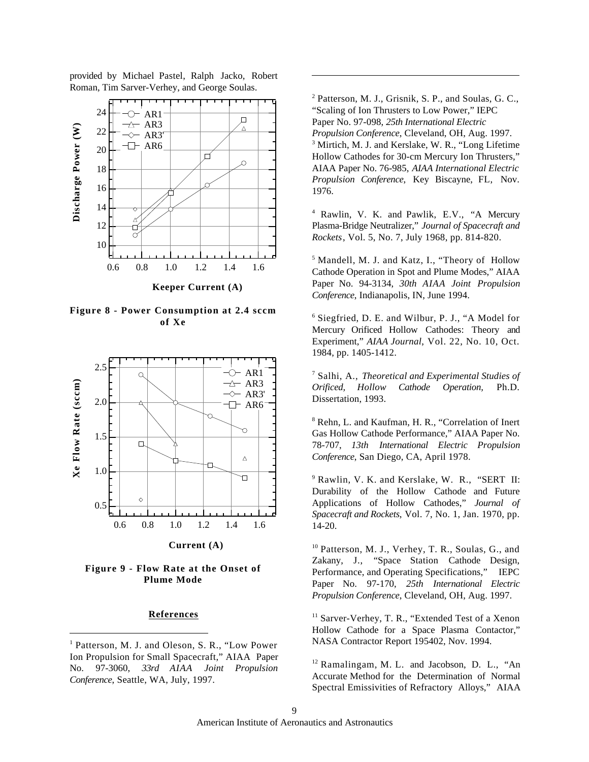provided by Michael Pastel, Ralph Jacko, Robert Roman, Tim Sarver-Verhey, and George Soulas.

**Figure 8 - Power Consumption at 2.4 sccm of Xe**

**Figure 9 - Flow Rate at the Onset of Plume Mode**

## References

[1] Patterson, M. J. and Oleson, S. R., "Low Power Ion Propulsion for Small Spacecraft," AIAA Paper No. 97-3060, *33rd AIAA Joint Propulsion Conference*, Seattle, WA, July, 1997.

[2] Patterson, M. J., Grisnik, S. P., and Soulas, G. C., "Scaling of Ion Thrusters to Low Power," IEPC Paper No. 97-098, *25th International Electric Propulsion Conference*, Cleveland, OH, Aug. 1997.

[3] Mirtich, M. J. and Kerslake, W. R., "Long Lifetime Hollow Cathodes for 30-cm Mercury Ion Thrusters," AIAA Paper No. 76-985, *AIAA International Electric Propulsion Conference*, Key Biscayne, FL, Nov. 1976.

[4] Rawlin, V. K. and Pawlik, E.V., "A Mercury Plasma-Bridge Neutralizer," *Journal of Spacecraft and Rockets*, Vol. 5, No. 7, July 1968, pp. 814-820.

[5] Mandell, M. J. and Katz, I., "Theory of Hollow Cathode Operation in Spot and Plume Modes," AIAA Paper No. 94-3134, *30th AIAA Joint Propulsion Conference*, Indianapolis, IN, June 1994.

[6] Siegfried, D. E. and Wilbur, P. J., "A Model for Mercury Orificed Hollow Cathodes: Theory and Experiment," *AIAA Journal*, Vol. 22, No. 10, Oct. 1984, pp. 1405-1412.

[7] Salhi, A., *Theoretical and Experimental Studies of Orificed, Hollow Cathode Operation,* Ph.D. Dissertation, 1993.

[8] Rehn, L. and Kaufman, H. R., "Correlation of Inert Gas Hollow Cathode Performance," AIAA Paper No. 78-707, *13th International Electric Propulsion Conference*, San Diego, CA, April 1978.

[9] Rawlin, V. K. and Kerslake, W. R., "SERT II: Durability of the Hollow Cathode and Future Applications of Hollow Cathodes," *Journal of Spacecraft and Rockets*, Vol. 7, No. 1, Jan. 1970, pp. 14-20.

[10] Patterson, M. J., Verhey, T. R., Soulas, G., and Zakany, J., "Space Station Cathode Design, Performance, and Operating Specifications," IEPC Paper No. 97-170, *25th International Electric Propulsion Conference*, Cleveland, OH, Aug. 1997.

[11] Sarver-Verhey, T. R., "Extended Test of a Xenon Hollow Cathode for a Space Plasma Contactor," NASA Contractor Report 195402, Nov. 1994.

[12] Ramalingam, M. L. and Jacobson, D. L., "An Accurate Method for the Determination of Normal Spectral Emissivities of Refractory Alloys," AIAA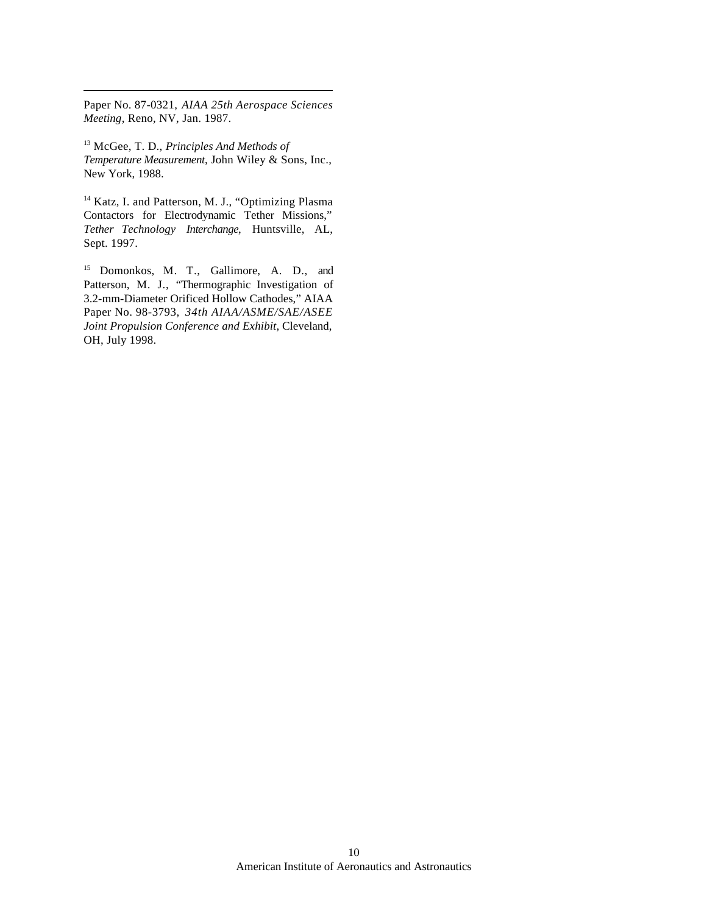Paper No. 87-0321, *AIAA 25th Aerospace Sciences Meeting*, Reno, NV, Jan. 1987.

[13] McGee, T. D., *Principles And Methods of Temperature Measurement*, John Wiley & Sons, Inc., New York, 1988.

[14] Katz, I. and Patterson, M. J., "Optimizing Plasma Contactors for Electrodynamic Tether Missions," *Tether Technology Interchange*, Huntsville, AL, Sept. 1997.

[15] Domonkos, M. T., Gallimore, A. D., and Patterson, M. J., "Thermographic Investigation of 3.2-mm-Diameter Orificed Hollow Cathodes," AIAA Paper No. 98-3793, *34th AIAA/ASME/SAE/ASEE Joint Propulsion Conference and Exhibit*, Cleveland, OH, July 1998.